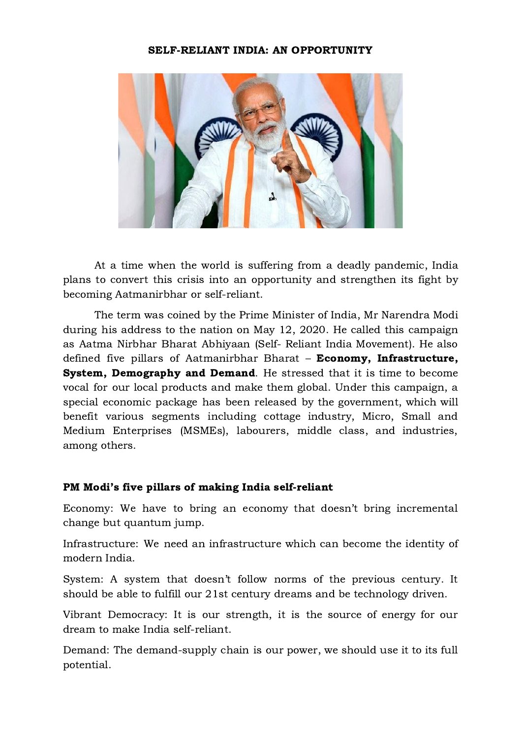# SELF-RELIANT INDIA: AN OPPORTUNITY

At a time when the world is suffering from a deadly pandemic, India plans to convert this crisis into an opportunity and strengthen its fight by becoming Aatmanirbhar or self-reliant.

The term was coined by the Prime Minister of India, Mr Narendra Modi during his address to the nation on May 12, 2020. He called this campaign as Aatma Nirbhar Bharat Abhiyaan (Self- Reliant India Movement). He also defined five pillars of Aatmanirbhar Bharat – **Economy, Infrastructure, System, Demography and Demand**. He stressed that it is time to become vocal for our local products and make them global. Under this campaign, a special economic package has been released by the government, which will benefit various segments including cottage industry, Micro, Small and Medium Enterprises (MSMEs), labourers, middle class, and industries, among others.

## PM Modi's five pillars of making India self-reliant

Economy: We have to bring an economy that doesn't bring incremental change but quantum jump.

Infrastructure: We need an infrastructure which can become the identity of modern India.

System: A system that doesn't follow norms of the previous century. It should be able to fulfill our 21st century dreams and be technology driven.

Vibrant Democracy: It is our strength, it is the source of energy for our dream to make India self-reliant.

Demand: The demand-supply chain is our power, we should use it to its full potential.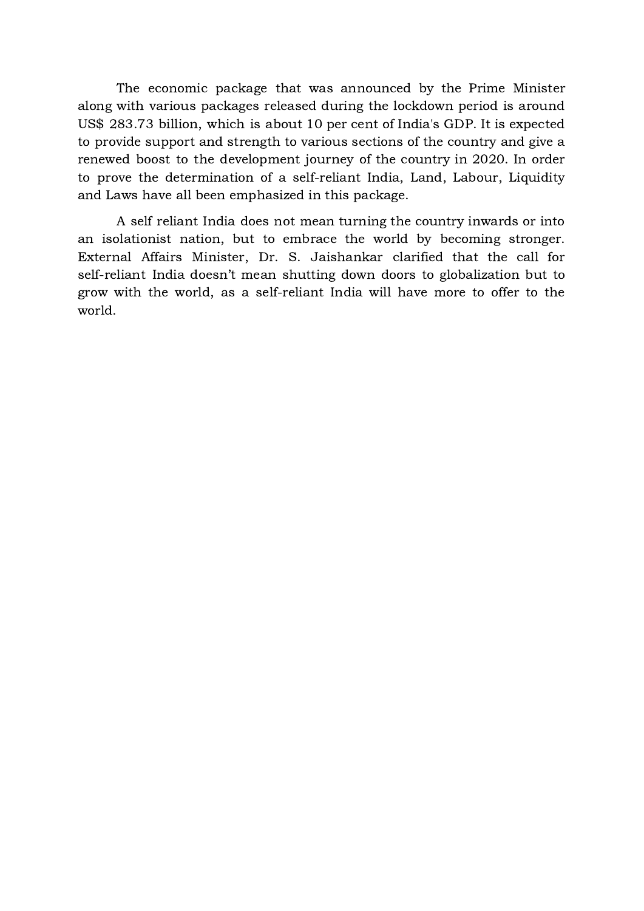The economic package that was announced by the Prime Minister along with various packages released during the lockdown period is around US$ 283.73 billion, which is about 10 per cent of India's GDP. It is expected to provide support and strength to various sections of the country and give a renewed boost to the development journey of the country in 2020. In order to prove the determination of a self-reliant India, Land, Labour, Liquidity and Laws have all been emphasized in this package.

A self reliant India does not mean turning the country inwards or into an isolationist nation, but to embrace the world by becoming stronger. External Affairs Minister, Dr. S. Jaishankar clarified that the call for self-reliant India doesn't mean shutting down doors to globalization but to grow with the world, as a self-reliant India will have more to offer to the world.